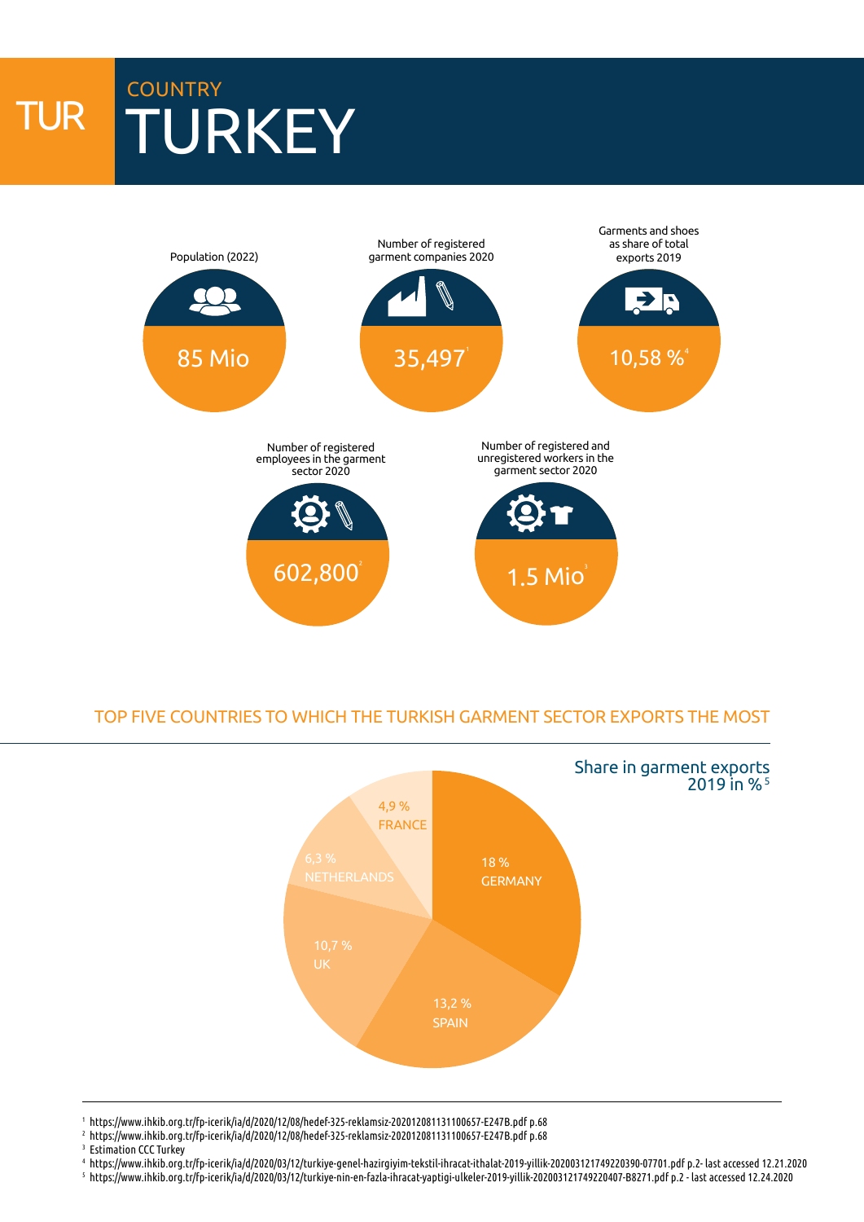# TUR

## COUNTRY

# TURKEY

| Indicator | Value |
|---|---|
| Population (2022) | 85 Mio |
| Number of registered garment companies 2020 | 35,497[1] |
| Garments and shoes as share of total exports 2019 | 10,58 %[4] |
| Number of registered employees in the garment sector 2020 | 602,800[2] |
| Number of registered and unregistered workers in the garment sector 2020 | 1.5 Mio[3] |

## TOP FIVE COUNTRIES TO WHICH THE TURKISH GARMENT SECTOR EXPORTS THE MOST

Share in garment exports 2019 in %[5]

| Country | Share |
|---|---|
| GERMANY | 18 % |
| SPAIN | 13,2 % |
| UK | 10,7 % |
| NETHERLANDS | 6,3 % |
| FRANCE | 4,9 % |

[1] https://www.ihkib.org.tr/fp-icerik/ia/d/2020/12/08/hedef-325-reklamsiz-202012081131100657-E247B.pdf p.68

[2] https://www.ihkib.org.tr/fp-icerik/ia/d/2020/12/08/hedef-325-reklamsiz-202012081131100657-E247B.pdf p.68

[3] Estimation CCC Turkey

[4] https://www.ihkib.org.tr/fp-icerik/ia/d/2020/03/12/turkiye-genel-hazirgiyim-tekstil-ihracat-ithalat-2019-yillik-202003121749220390-07701.pdf p.2- last accessed 12.21.2020

[5] https://www.ihkib.org.tr/fp-icerik/ia/d/2020/03/12/turkiye-nin-en-fazla-ihracat-yaptigi-ulkeler-2019-yillik-202003121749220407-B8271.pdf p.2 - last accessed 12.24.2020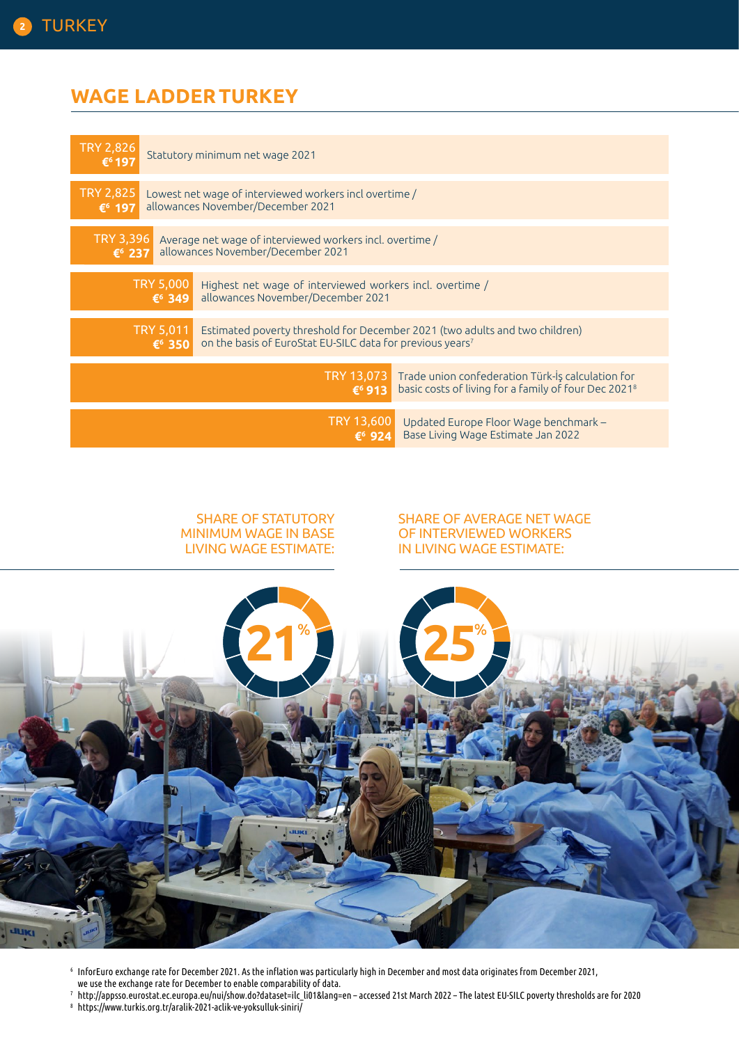## WAGE LADDER TURKEY

| Amount | Description |
|---|---|
| TRY 2,826 €[6] 197 | Statutory minimum net wage 2021 |
| TRY 2,825 €[6] 197 | Lowest net wage of interviewed workers incl overtime / allowances November/December 2021 |
| TRY 3,396 €[6] 237 | Average net wage of interviewed workers incl. overtime / allowances November/December 2021 |
| TRY 5,000 €[6] 349 | Highest net wage of interviewed workers incl. overtime / allowances November/December 2021 |
| TRY 5,011 €[6] 350 | Estimated poverty threshold for December 2021 (two adults and two children) on the basis of EuroStat EU-SILC data for previous years[7] |
| TRY 13,073 €[6] 913 | Trade union confederation Türk-İş calculation for basic costs of living for a family of four Dec 2021[8] |
| TRY 13,600 €[6] 924 | Updated Europe Floor Wage benchmark – Base Living Wage Estimate Jan 2022 |

SHARE OF STATUTORY MINIMUM WAGE IN BASE LIVING WAGE ESTIMATE: 21%

SHARE OF AVERAGE NET WAGE OF INTERVIEWED WORKERS IN LIVING WAGE ESTIMATE: 25%

[6] InforEuro exchange rate for December 2021. As the inflation was particularly high in December and most data originates from December 2021, we use the exchange rate for December to enable comparability of data.

[7] http://appsso.eurostat.ec.europa.eu/nui/show.do?dataset=ilc_li01&lang=en – accessed 21st March 2022 – The latest EU-SILC poverty thresholds are for 2020

[8] https://www.turkis.org.tr/aralik-2021-aclik-ve-yoksulluk-siniri/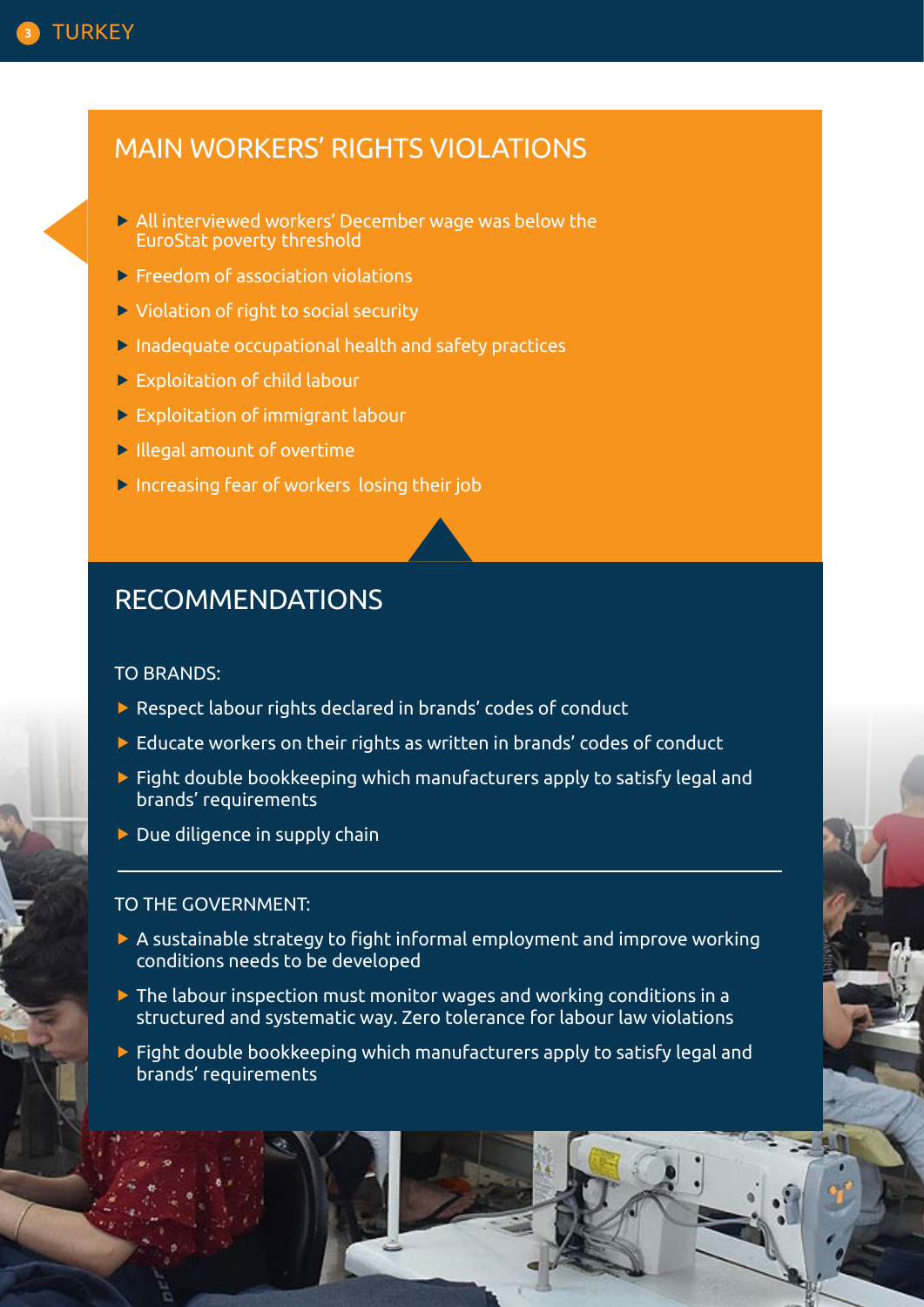# TURKEY

## MAIN WORKERS' RIGHTS VIOLATIONS

- All interviewed workers' December wage was below the EuroStat poverty threshold
- Freedom of association violations
- Violation of right to social security
- Inadequate occupational health and safety practices
- Exploitation of child labour
- Exploitation of immigrant labour
- Illegal amount of overtime
- Increasing fear of workers losing their job

## RECOMMENDATIONS

### TO BRANDS:

- Respect labour rights declared in brands' codes of conduct
- Educate workers on their rights as written in brands' codes of conduct
- Fight double bookkeeping which manufacturers apply to satisfy legal and brands' requirements
- Due diligence in supply chain

### TO THE GOVERNMENT:

- A sustainable strategy to fight informal employment and improve working conditions needs to be developed
- The labour inspection must monitor wages and working conditions in a structured and systematic way. Zero tolerance for labour law violations
- Fight double bookkeeping which manufacturers apply to satisfy legal and brands' requirements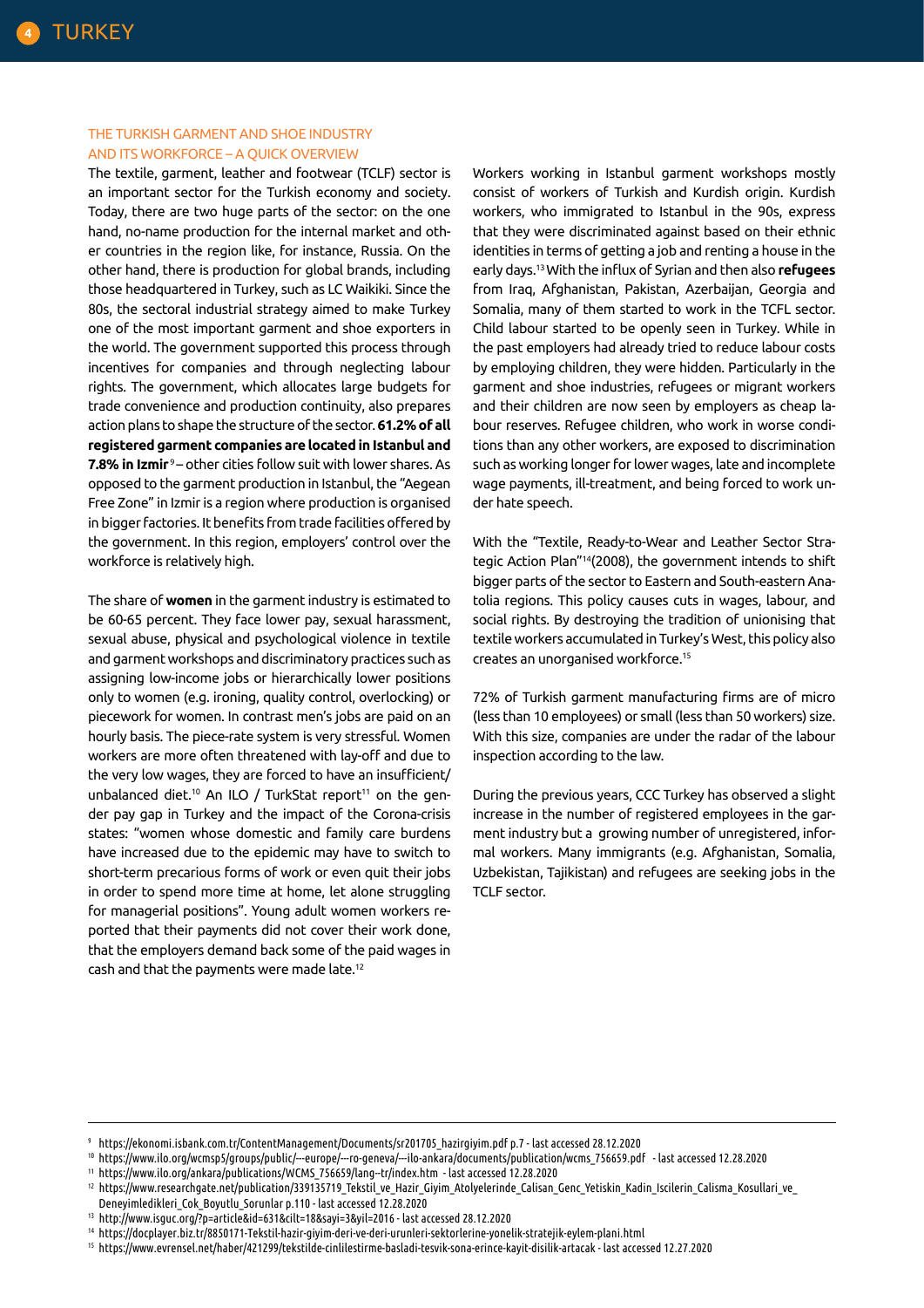## THE TURKISH GARMENT AND SHOE INDUSTRY AND ITS WORKFORCE – A QUICK OVERVIEW

The textile, garment, leather and footwear (TCLF) sector is an important sector for the Turkish economy and society. Today, there are two huge parts of the sector: on the one hand, no-name production for the internal market and other countries in the region like, for instance, Russia. On the other hand, there is production for global brands, including those headquartered in Turkey, such as LC Waikiki. Since the 80s, the sectoral industrial strategy aimed to make Turkey one of the most important garment and shoe exporters in the world. The government supported this process through incentives for companies and through neglecting labour rights. The government, which allocates large budgets for trade convenience and production continuity, also prepares action plans to shape the structure of the sector. **61.2% of all registered garment companies are located in Istanbul and 7.8% in Izmir**[9] – other cities follow suit with lower shares. As opposed to the garment production in Istanbul, the "Aegean Free Zone" in Izmir is a region where production is organised in bigger factories. It benefits from trade facilities offered by the government. In this region, employers' control over the workforce is relatively high.

The share of **women** in the garment industry is estimated to be 60-65 percent. They face lower pay, sexual harassment, sexual abuse, physical and psychological violence in textile and garment workshops and discriminatory practices such as assigning low-income jobs or hierarchically lower positions only to women (e.g. ironing, quality control, overlocking) or piecework for women. In contrast men's jobs are paid on an hourly basis. The piece-rate system is very stressful. Women workers are more often threatened with lay-off and due to the very low wages, they are forced to have an insufficient/unbalanced diet.[10] An ILO / TurkStat report[11] on the gender pay gap in Turkey and the impact of the Corona-crisis states: "women whose domestic and family care burdens have increased due to the epidemic may have to switch to short-term precarious forms of work or even quit their jobs in order to spend more time at home, let alone struggling for managerial positions". Young adult women workers reported that their payments did not cover their work done, that the employers demand back some of the paid wages in cash and that the payments were made late.[12]

Workers working in Istanbul garment workshops mostly consist of workers of Turkish and Kurdish origin. Kurdish workers, who immigrated to Istanbul in the 90s, express that they were discriminated against based on their ethnic identities in terms of getting a job and renting a house in the early days.[13] With the influx of Syrian and then also **refugees** from Iraq, Afghanistan, Pakistan, Azerbaijan, Georgia and Somalia, many of them started to work in the TCFL sector. Child labour started to be openly seen in Turkey. While in the past employers had already tried to reduce labour costs by employing children, they were hidden. Particularly in the garment and shoe industries, refugees or migrant workers and their children are now seen by employers as cheap labour reserves. Refugee children, who work in worse conditions than any other workers, are exposed to discrimination such as working longer for lower wages, late and incomplete wage payments, ill-treatment, and being forced to work under hate speech.

With the "Textile, Ready-to-Wear and Leather Sector Strategic Action Plan"[14](2008), the government intends to shift bigger parts of the sector to Eastern and South-eastern Anatolia regions. This policy causes cuts in wages, labour, and social rights. By destroying the tradition of unionising that textile workers accumulated in Turkey's West, this policy also creates an unorganised workforce.[15]

72% of Turkish garment manufacturing firms are of micro (less than 10 employees) or small (less than 50 workers) size. With this size, companies are under the radar of the labour inspection according to the law.

During the previous years, CCC Turkey has observed a slight increase in the number of registered employees in the garment industry but a growing number of unregistered, informal workers. Many immigrants (e.g. Afghanistan, Somalia, Uzbekistan, Tajikistan) and refugees are seeking jobs in the TCLF sector.

---

[9] https://ekonomi.isbank.com.tr/ContentManagement/Documents/sr201705_hazirgiyim.pdf p.7 - last accessed 28.12.2020

[10] https://www.ilo.org/wcmsp5/groups/public/---europe/---ro-geneva/---ilo-ankara/documents/publication/wcms_756659.pdf - last accessed 12.28.2020

[11] https://www.ilo.org/ankara/publications/WCMS_756659/lang--tr/index.htm - last accessed 12.28.2020

[12] https://www.researchgate.net/publication/339135719_Tekstil_ve_Hazir_Giyim_Atolyelerinde_Calisan_Genc_Yetiskin_Kadin_Iscilerin_Calisma_Kosullari_ve_Deneyimledikleri_Cok_Boyutlu_Sorunlar p.110 - last accessed 12.28.2020

[13] http://www.isguc.org/?p=article&id=631&cilt=18&sayi=3&yil=2016 - last accessed 28.12.2020

[14] https://docplayer.biz.tr/8850171-Tekstil-hazir-giyim-deri-ve-deri-urunleri-sektorlerine-yonelik-stratejik-eylem-plani.html

[15] https://www.evrensel.net/haber/421299/tekstilde-cinlilestirme-basladi-tesvik-sona-erince-kayit-disilik-artacak - last accessed 12.27.2020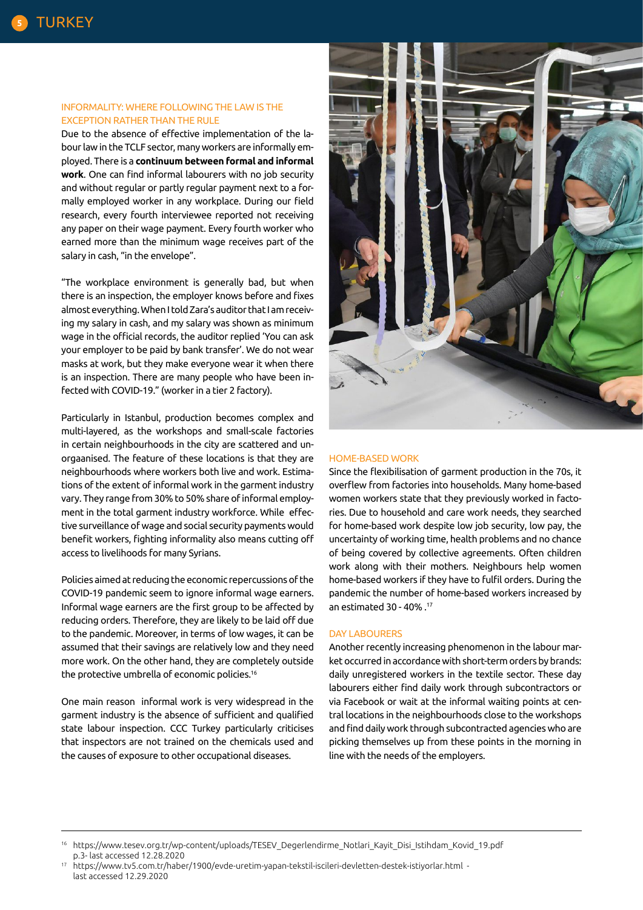### INFORMALITY: WHERE FOLLOWING THE LAW IS THE EXCEPTION RATHER THAN THE RULE

Due to the absence of effective implementation of the labour law in the TCLF sector, many workers are informally employed. There is a **continuum between formal and informal work**. One can find informal labourers with no job security and without regular or partly regular payment next to a formally employed worker in any workplace. During our field research, every fourth interviewee reported not receiving any paper on their wage payment. Every fourth worker who earned more than the minimum wage receives part of the salary in cash, "in the envelope".

"The workplace environment is generally bad, but when there is an inspection, the employer knows before and fixes almost everything. When I told Zara's auditor that I am receiving my salary in cash, and my salary was shown as minimum wage in the official records, the auditor replied 'You can ask your employer to be paid by bank transfer'. We do not wear masks at work, but they make everyone wear it when there is an inspection. There are many people who have been infected with COVID-19." (worker in a tier 2 factory).

Particularly in Istanbul, production becomes complex and multi-layered, as the workshops and small-scale factories in certain neighbourhoods in the city are scattered and unorgaanised. The feature of these locations is that they are neighbourhoods where workers both live and work. Estimations of the extent of informal work in the garment industry vary. They range from 30% to 50% share of informal employment in the total garment industry workforce. While effective surveillance of wage and social security payments would benefit workers, fighting informality also means cutting off access to livelihoods for many Syrians.

Policies aimed at reducing the economic repercussions of the COVID-19 pandemic seem to ignore informal wage earners. Informal wage earners are the first group to be affected by reducing orders. Therefore, they are likely to be laid off due to the pandemic. Moreover, in terms of low wages, it can be assumed that their savings are relatively low and they need more work. On the other hand, they are completely outside the protective umbrella of economic policies.[16]

One main reason informal work is very widespread in the garment industry is the absence of sufficient and qualified state labour inspection. CCC Turkey particularly criticises that inspectors are not trained on the chemicals used and the causes of exposure to other occupational diseases.

### HOME-BASED WORK

Since the flexibilisation of garment production in the 70s, it overflew from factories into households. Many home-based women workers state that they previously worked in factories. Due to household and care work needs, they searched for home-based work despite low job security, low pay, the uncertainty of working time, health problems and no chance of being covered by collective agreements. Often children work along with their mothers. Neighbours help women home-based workers if they have to fulfil orders. During the pandemic the number of home-based workers increased by an estimated 30 - 40% .[17]

### DAY LABOURERS

Another recently increasing phenomenon in the labour market occurred in accordance with short-term orders by brands: daily unregistered workers in the textile sector. These day labourers either find daily work through subcontractors or via Facebook or wait at the informal waiting points at central locations in the neighbourhoods close to the workshops and find daily work through subcontracted agencies who are picking themselves up from these points in the morning in line with the needs of the employers.

---

[16] https://www.tesev.org.tr/wp-content/uploads/TESEV_Degerlendirme_Notlari_Kayit_Disi_Istihdam_Kovid_19.pdf p.3- last accessed 12.28.2020

[17] https://www.tv5.com.tr/haber/1900/evde-uretim-yapan-tekstil-iscileri-devletten-destek-istiyorlar.html - last accessed 12.29.2020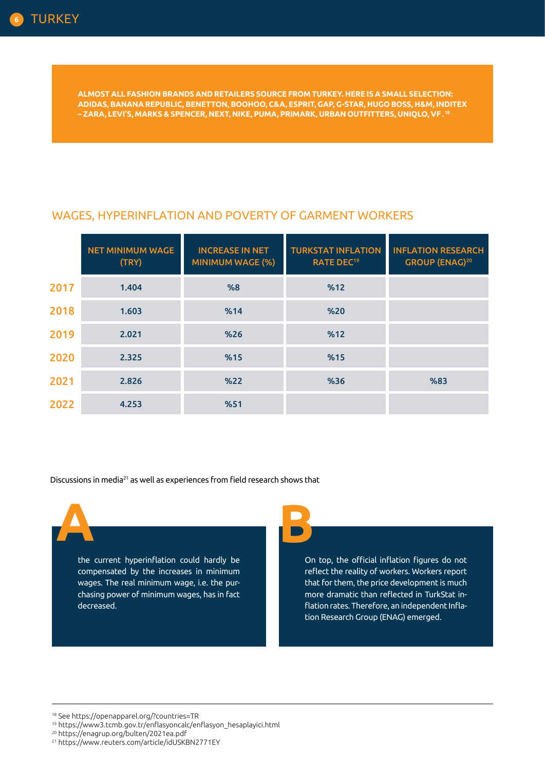**ALMOST ALL FASHION BRANDS AND RETAILERS SOURCE FROM TURKEY. HERE IS A SMALL SELECTION: ADIDAS, BANANA REPUBLIC, BENETTON, BOOHOO, C&A, ESPRIT, GAP, G-STAR, HUGO BOSS, H&M, INDITEX – ZARA, LEVI'S, MARKS & SPENCER, NEXT, NIKE, PUMA, PRIMARK, URBAN OUTFITTERS, UNIQLO, VF .[18]**

## WAGES, HYPERINFLATION AND POVERTY OF GARMENT WORKERS

| | NET MINIMUM WAGE (TRY) | INCREASE IN NET MINIMUM WAGE (%) | TURKSTAT INFLATION RATE DEC[19] | INFLATION RESEARCH GROUP (ENAG)[20] |
|---|---|---|---|---|
| 2017 | 1.404 | %8 | %12 | |
| 2018 | 1.603 | %14 | %20 | |
| 2019 | 2.021 | %26 | %12 | |
| 2020 | 2.325 | %15 | %15 | |
| 2021 | 2.826 | %22 | %36 | %83 |
| 2022 | 4.253 | %51 | | |

Discussions in media[21] as well as experiences from field research shows that

**A**

the current hyperinflation could hardly be compensated by the increases in minimum wages. The real minimum wage, i.e. the purchasing power of minimum wages, has in fact decreased.

**B**

On top, the official inflation figures do not reflect the reality of workers. Workers report that for them, the price development is much more dramatic than reflected in TurkStat inflation rates. Therefore, an independent Inflation Research Group (ENAG) emerged.

[18] See https://openapparel.org/?countries=TR
[19] https://www3.tcmb.gov.tr/enflasyoncalc/enflasyon_hesaplayici.html
[20] https://enagrup.org/bulten/2021ea.pdf
[21] https://www.reuters.com/article/idUSKBN2771EY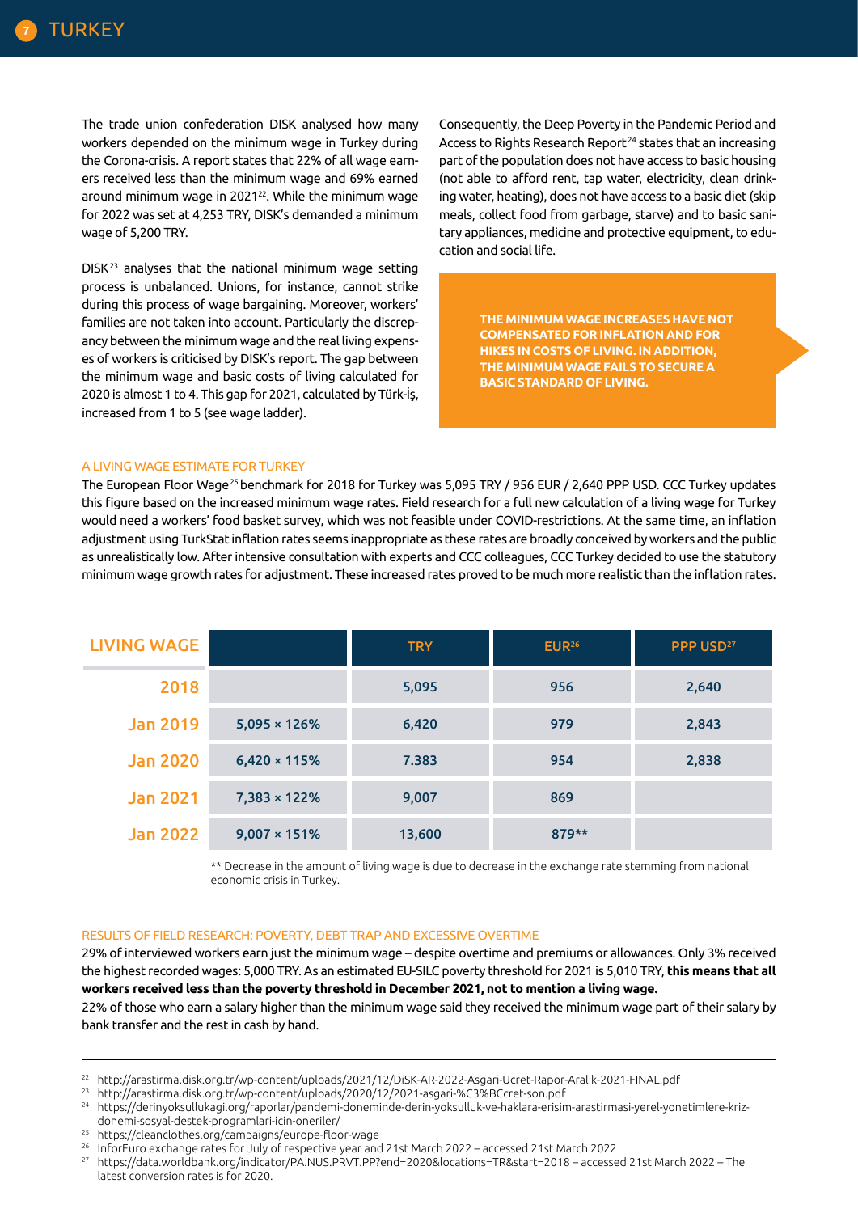# TURKEY

The trade union confederation DISK analysed how many workers depended on the minimum wage in Turkey during the Corona-crisis. A report states that 22% of all wage earners received less than the minimum wage and 69% earned around minimum wage in 2021[22]. While the minimum wage for 2022 was set at 4,253 TRY, DISK's demanded a minimum wage of 5,200 TRY.

DISK[23] analyses that the national minimum wage setting process is unbalanced. Unions, for instance, cannot strike during this process of wage bargaining. Moreover, workers' families are not taken into account. Particularly the discrepancy between the minimum wage and the real living expenses of workers is criticised by DISK's report. The gap between the minimum wage and basic costs of living calculated for 2020 is almost 1 to 4. This gap for 2021, calculated by Türk-İş, increased from 1 to 5 (see wage ladder).

Consequently, the Deep Poverty in the Pandemic Period and Access to Rights Research Report[24] states that an increasing part of the population does not have access to basic housing (not able to afford rent, tap water, electricity, clean drinking water, heating), does not have access to a basic diet (skip meals, collect food from garbage, starve) and to basic sanitary appliances, medicine and protective equipment, to education and social life.

**THE MINIMUM WAGE INCREASES HAVE NOT COMPENSATED FOR INFLATION AND FOR HIKES IN COSTS OF LIVING. IN ADDITION, THE MINIMUM WAGE FAILS TO SECURE A BASIC STANDARD OF LIVING.**

## A LIVING WAGE ESTIMATE FOR TURKEY

The European Floor Wage[25] benchmark for 2018 for Turkey was 5,095 TRY / 956 EUR / 2,640 PPP USD. CCC Turkey updates this figure based on the increased minimum wage rates. Field research for a full new calculation of a living wage for Turkey would need a workers' food basket survey, which was not feasible under COVID-restrictions. At the same time, an inflation adjustment using TurkStat inflation rates seems inappropriate as these rates are broadly conceived by workers and the public as unrealistically low. After intensive consultation with experts and CCC colleagues, CCC Turkey decided to use the statutory minimum wage growth rates for adjustment. These increased rates proved to be much more realistic than the inflation rates.

| LIVING WAGE | | TRY | EUR[26] | PPP USD[27] |
|---|---|---|---|---|
| 2018 | | 5,095 | 956 | 2,640 |
| Jan 2019 | 5,095 × 126% | 6,420 | 979 | 2,843 |
| Jan 2020 | 6,420 × 115% | 7.383 | 954 | 2,838 |
| Jan 2021 | 7,383 × 122% | 9,007 | 869 | |
| Jan 2022 | 9,007 × 151% | 13,600 | 879** | |

** Decrease in the amount of living wage is due to decrease in the exchange rate stemming from national economic crisis in Turkey.

## RESULTS OF FIELD RESEARCH: POVERTY, DEBT TRAP AND EXCESSIVE OVERTIME

29% of interviewed workers earn just the minimum wage – despite overtime and premiums or allowances. Only 3% received the highest recorded wages: 5,000 TRY. As an estimated EU-SILC poverty threshold for 2021 is 5,010 TRY, **this means that all workers received less than the poverty threshold in December 2021, not to mention a living wage.**

22% of those who earn a salary higher than the minimum wage said they received the minimum wage part of their salary by bank transfer and the rest in cash by hand.

---

[22] http://arastirma.disk.org.tr/wp-content/uploads/2021/12/DiSK-AR-2022-Asgari-Ucret-Rapor-Aralik-2021-FINAL.pdf
[23] http://arastirma.disk.org.tr/wp-content/uploads/2020/12/2021-asgari-%C3%BCcret-son.pdf
[24] https://derinyoksullukagi.org/raporlar/pandemi-doneminde-derin-yoksulluk-ve-haklara-erisim-arastirmasi-yerel-yonetimlere-kriz-donemi-sosyal-destek-programlari-icin-oneriler/
[25] https://cleanclothes.org/campaigns/europe-floor-wage
[26] InforEuro exchange rates for July of respective year and 21st March 2022 – accessed 21st March 2022
[27] https://data.worldbank.org/indicator/PA.NUS.PRVT.PP?end=2020&locations=TR&start=2018 – accessed 21st March 2022 – The latest conversion rates is for 2020.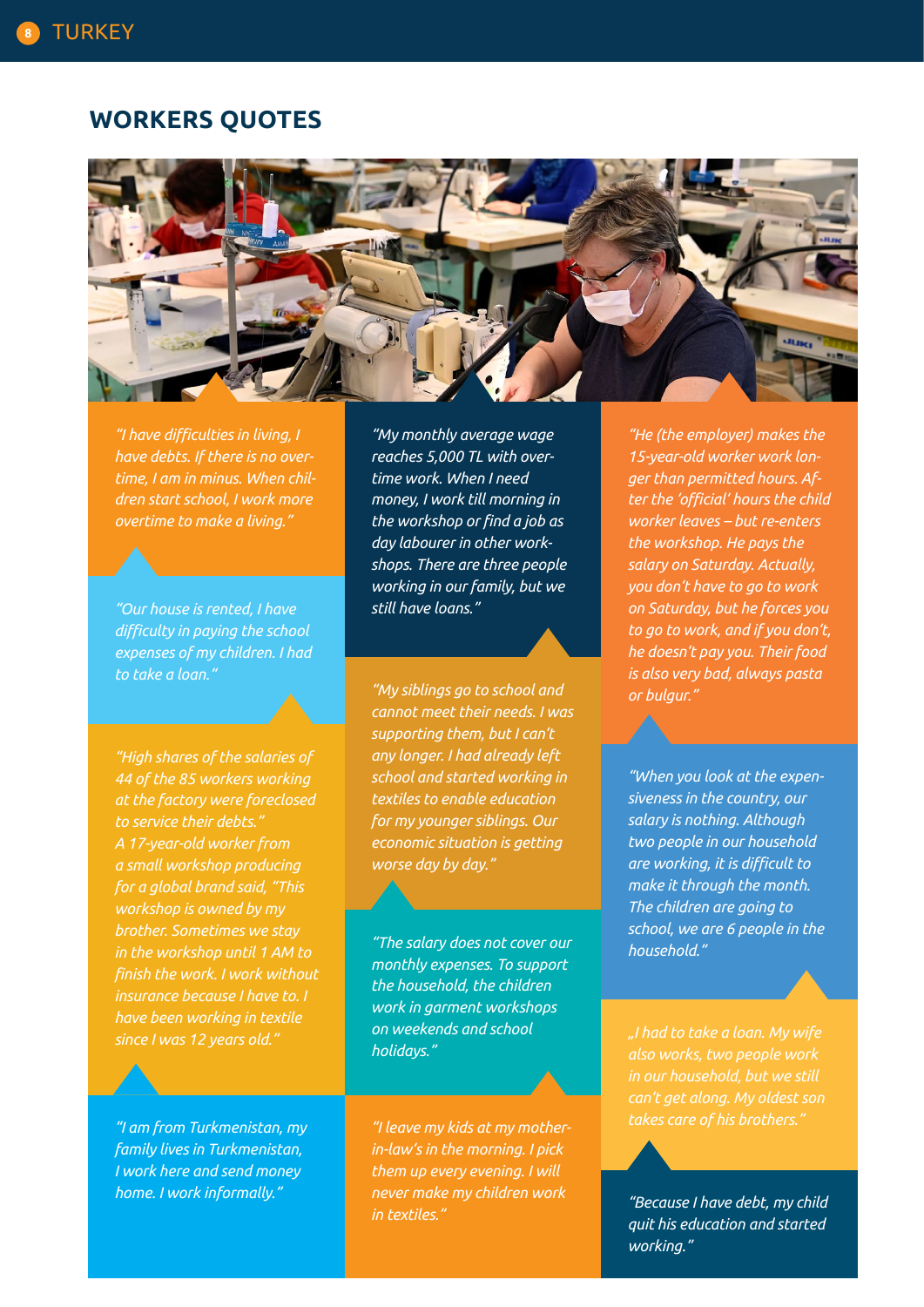## WORKERS QUOTES

*"I have difficulties in living, I have debts. If there is no overtime, I am in minus. When children start school, I work more overtime to make a living."*

*"Our house is rented, I have difficulty in paying the school expenses of my children. I had to take a loan."*

*"High shares of the salaries of 44 of the 85 workers working at the factory were foreclosed to service their debts." A 17-year-old worker from a small workshop producing for a global brand said, "This workshop is owned by my brother. Sometimes we stay in the workshop until 1 AM to finish the work. I work without insurance because I have to. I have been working in textile since I was 12 years old."*

*"I am from Turkmenistan, my family lives in Turkmenistan, I work here and send money home. I work informally."*

*"My monthly average wage reaches 5,000 TL with overtime work. When I need money, I work till morning in the workshop or find a job as day labourer in other workshops. There are three people working in our family, but we still have loans."*

*"My siblings go to school and cannot meet their needs. I was supporting them, but I can't any longer. I had already left school and started working in textiles to enable education for my younger siblings. Our economic situation is getting worse day by day."*

*"The salary does not cover our monthly expenses. To support the household, the children work in garment workshops on weekends and school holidays."*

*"I leave my kids at my mother-in-law's in the morning. I pick them up every evening. I will never make my children work in textiles."*

*"He (the employer) makes the 15-year-old worker work longer than permitted hours. After the 'official' hours the child worker leaves – but re-enters the workshop. He pays the salary on Saturday. Actually, you don't have to go to work on Saturday, but he forces you to go to work, and if you don't, he doesn't pay you. Their food is also very bad, always pasta or bulgur."*

*"When you look at the expensiveness in the country, our salary is nothing. Although two people in our household are working, it is difficult to make it through the month. The children are going to school, we are 6 people in the household."*

*„I had to take a loan. My wife also works, two people work in our household, but we still can't get along. My oldest son takes care of his brothers."*

*"Because I have debt, my child quit his education and started working."*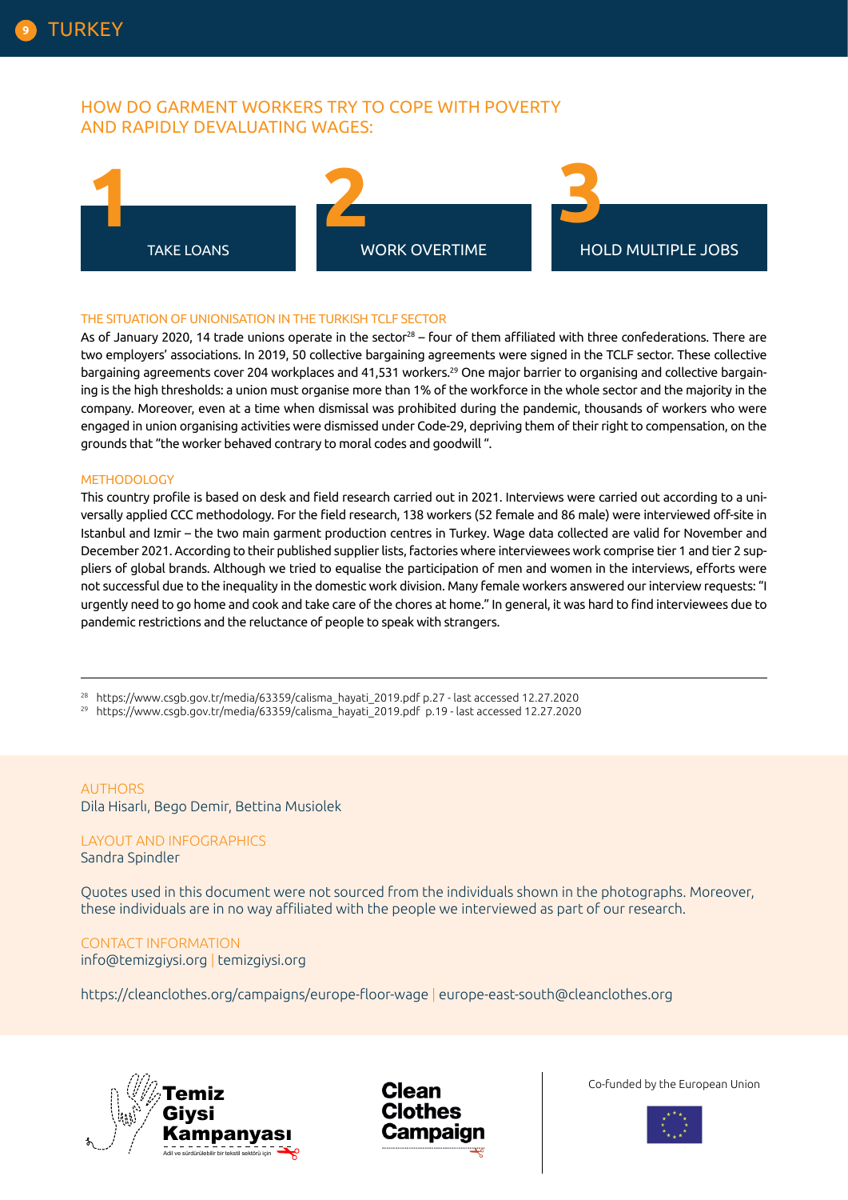## HOW DO GARMENT WORKERS TRY TO COPE WITH POVERTY AND RAPIDLY DEVALUATING WAGES:

1. TAKE LOANS
2. WORK OVERTIME
3. HOLD MULTIPLE JOBS

### THE SITUATION OF UNIONISATION IN THE TURKISH TCLF SECTOR

As of January 2020, 14 trade unions operate in the sector[28] – four of them affiliated with three confederations. There are two employers' associations. In 2019, 50 collective bargaining agreements were signed in the TCLF sector. These collective bargaining agreements cover 204 workplaces and 41,531 workers.[29] One major barrier to organising and collective bargaining is the high thresholds: a union must organise more than 1% of the workforce in the whole sector and the majority in the company. Moreover, even at a time when dismissal was prohibited during the pandemic, thousands of workers who were engaged in union organising activities were dismissed under Code-29, depriving them of their right to compensation, on the grounds that "the worker behaved contrary to moral codes and goodwill ".

### METHODOLOGY

This country profile is based on desk and field research carried out in 2021. Interviews were carried out according to a universally applied CCC methodology. For the field research, 138 workers (52 female and 86 male) were interviewed off-site in Istanbul and Izmir – the two main garment production centres in Turkey. Wage data collected are valid for November and December 2021. According to their published supplier lists, factories where interviewees work comprise tier 1 and tier 2 suppliers of global brands. Although we tried to equalise the participation of men and women in the interviews, efforts were not successful due to the inequality in the domestic work division. Many female workers answered our interview requests: "I urgently need to go home and cook and take care of the chores at home." In general, it was hard to find interviewees due to pandemic restrictions and the reluctance of people to speak with strangers.

---

[28] https://www.csgb.gov.tr/media/63359/calisma_hayati_2019.pdf p.27 - last accessed 12.27.2020
[29] https://www.csgb.gov.tr/media/63359/calisma_hayati_2019.pdf p.19 - last accessed 12.27.2020

AUTHORS
Dila Hisarlı, Bego Demir, Bettina Musiolek

LAYOUT AND INFOGRAPHICS
Sandra Spindler

Quotes used in this document were not sourced from the individuals shown in the photographs. Moreover, these individuals are in no way affiliated with the people we interviewed as part of our research.

CONTACT INFORMATION
info@temizgiysi.org | temizgiysi.org

https://cleanclothes.org/campaigns/europe-floor-wage | europe-east-south@cleanclothes.org

Temiz Giysi Kampanyası – Adil ve sürdürülebilir bir tekstil sektörü için

Clean Clothes Campaign

Co-funded by the European Union